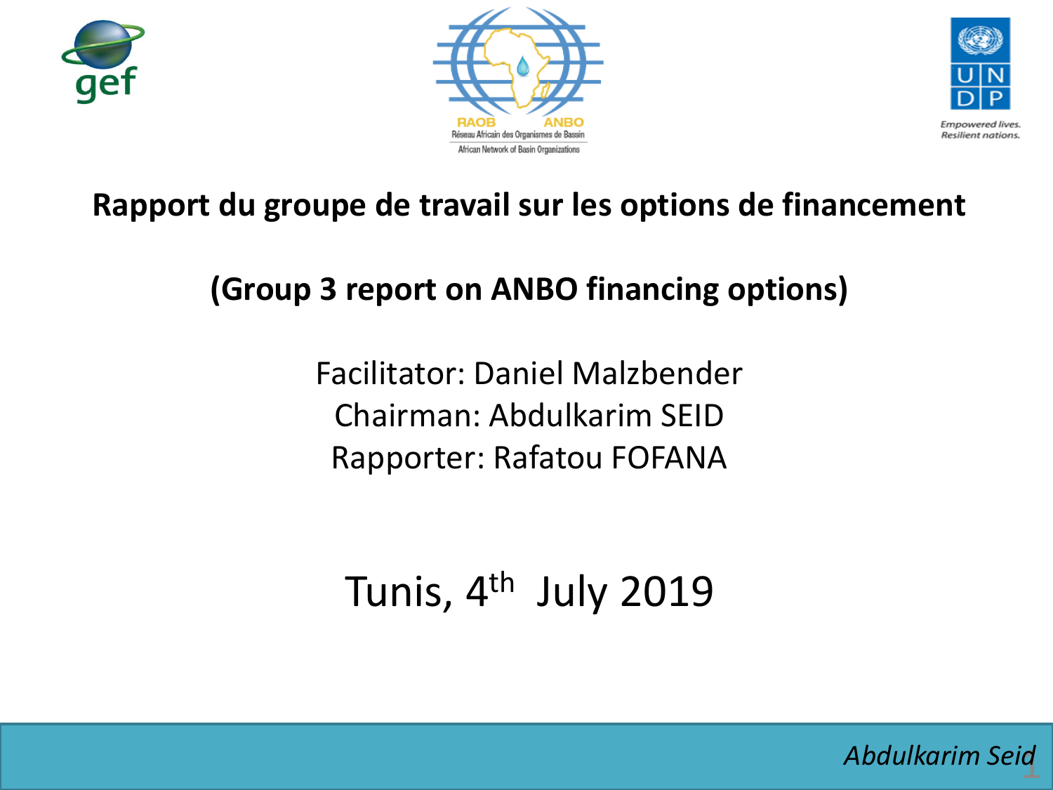# Rapport du groupe de travail sur les options de financement

## (Group 3 report on ANBO financing options)

Facilitator: Daniel Malzbender
Chairman: Abdulkarim SEID
Rapporter: Rafatou FOFANA

Tunis, 4th July 2019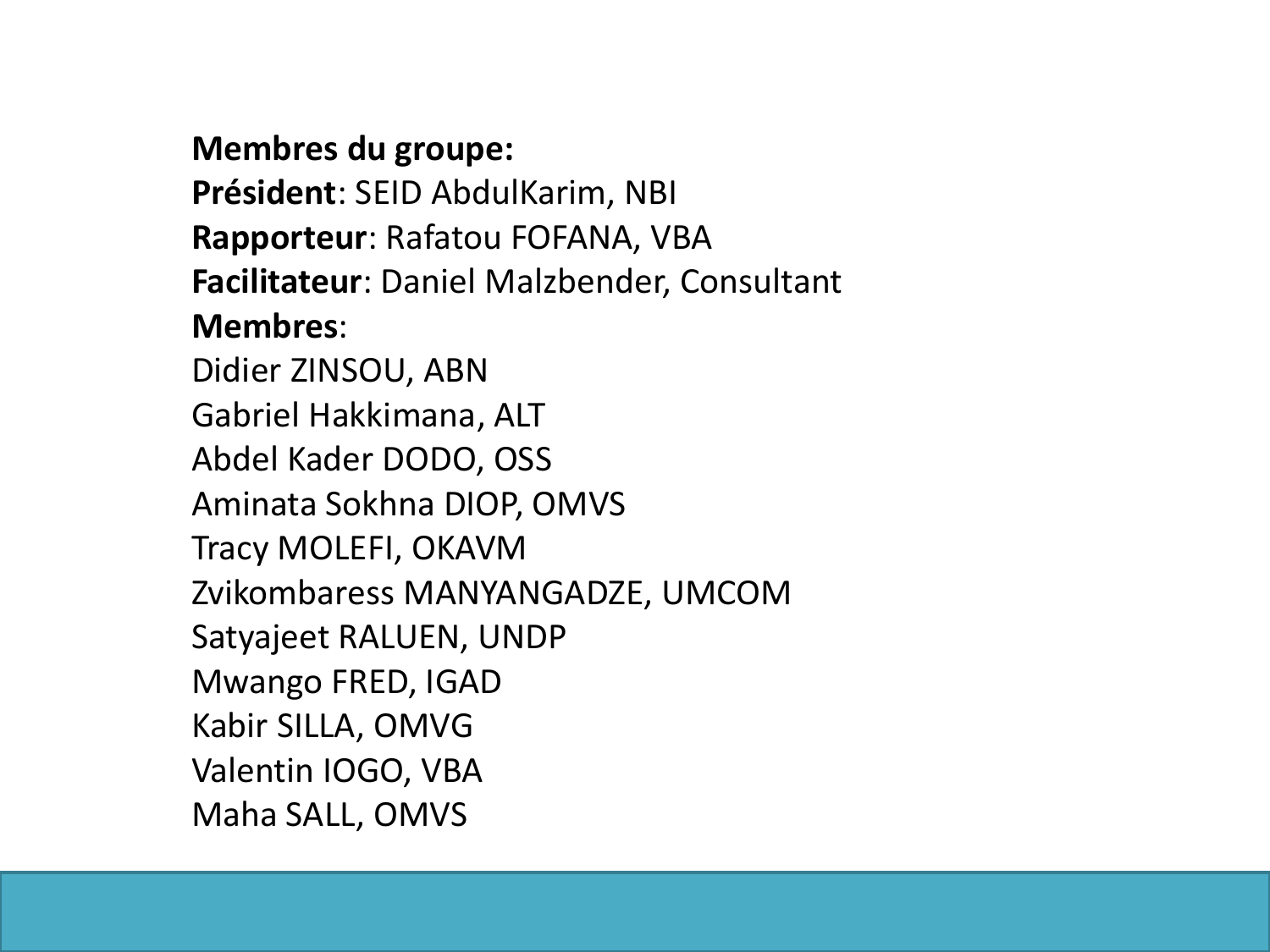**Membres du groupe:**

**Président**: SEID AbdulKarim, NBI

**Rapporteur**: Rafatou FOFANA, VBA

**Facilitateur**: Daniel Malzbender, Consultant

**Membres**:

Didier ZINSOU, ABN

Gabriel Hakkimana, ALT

Abdel Kader DODO, OSS

Aminata Sokhna DIOP, OMVS

Tracy MOLEFI, OKAVM

Zvikombaress MANYANGADZE, UMCOM

Satyajeet RALUEN, UNDP

Mwango FRED, IGAD

Kabir SILLA, OMVG

Valentin IOGO, VBA

Maha SALL, OMVS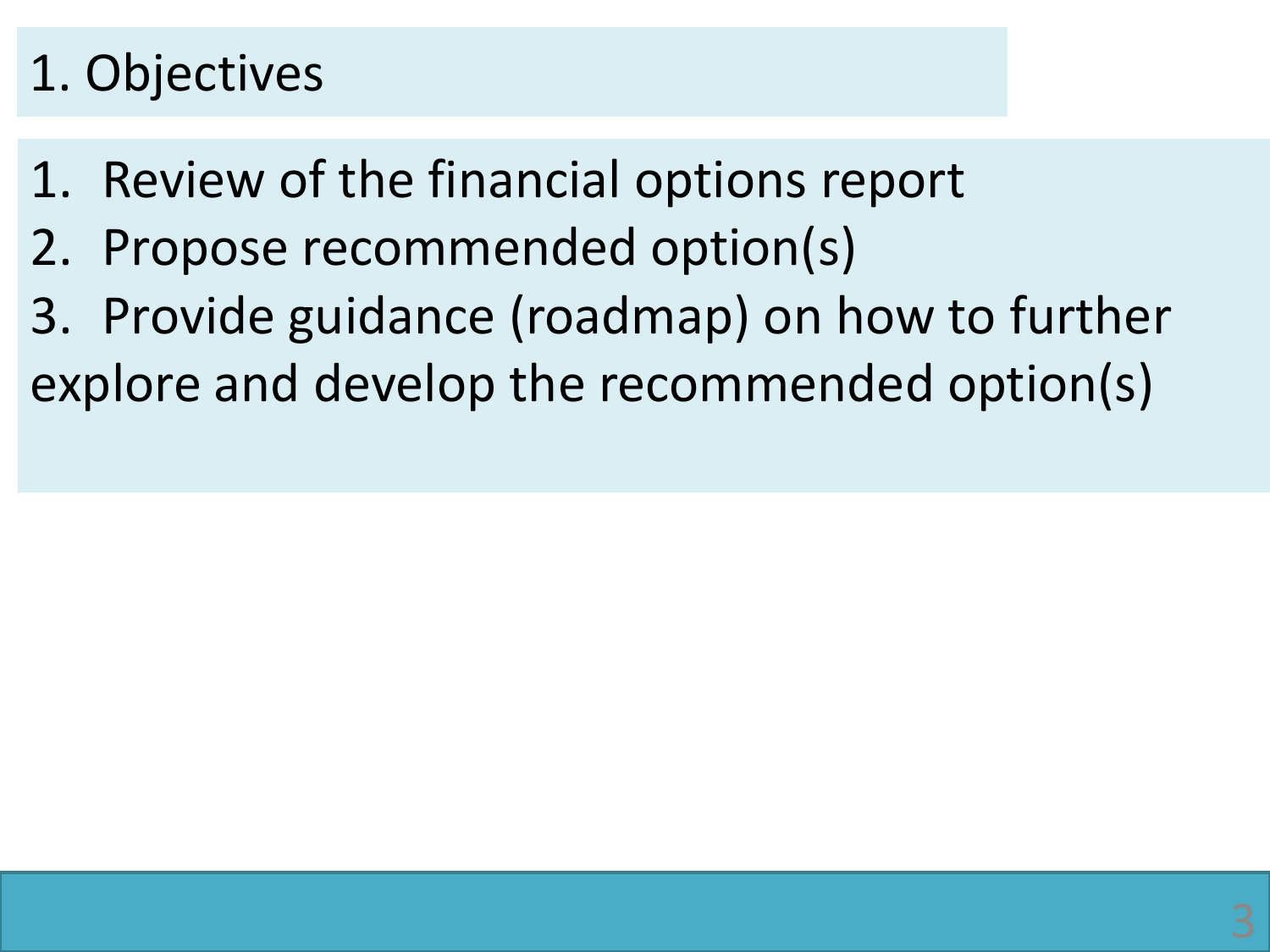# 1. Objectives

1. Review of the financial options report
2. Propose recommended option(s)
3. Provide guidance (roadmap) on how to further explore and develop the recommended option(s)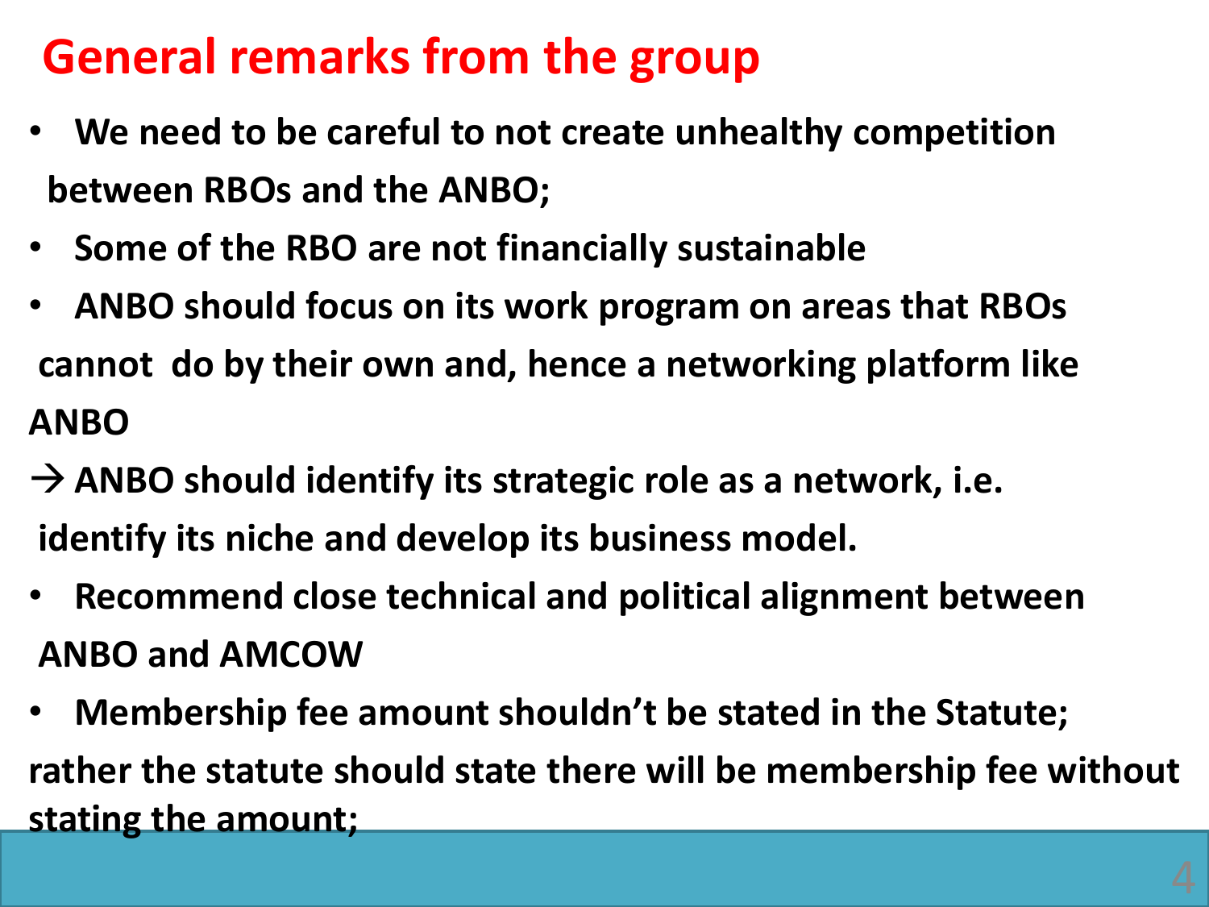# General remarks from the group

- **We need to be careful to not create unhealthy competition between RBOs and the ANBO;**
- **Some of the RBO are not financially sustainable**
- **ANBO should focus on its work program on areas that RBOs cannot do by their own and, hence a networking platform like ANBO**

**→ ANBO should identify its strategic role as a network, i.e. identify its niche and develop its business model.**

- **Recommend close technical and political alignment between ANBO and AMCOW**
- **Membership fee amount shouldn't be stated in the Statute; rather the statute should state there will be membership fee without stating the amount;**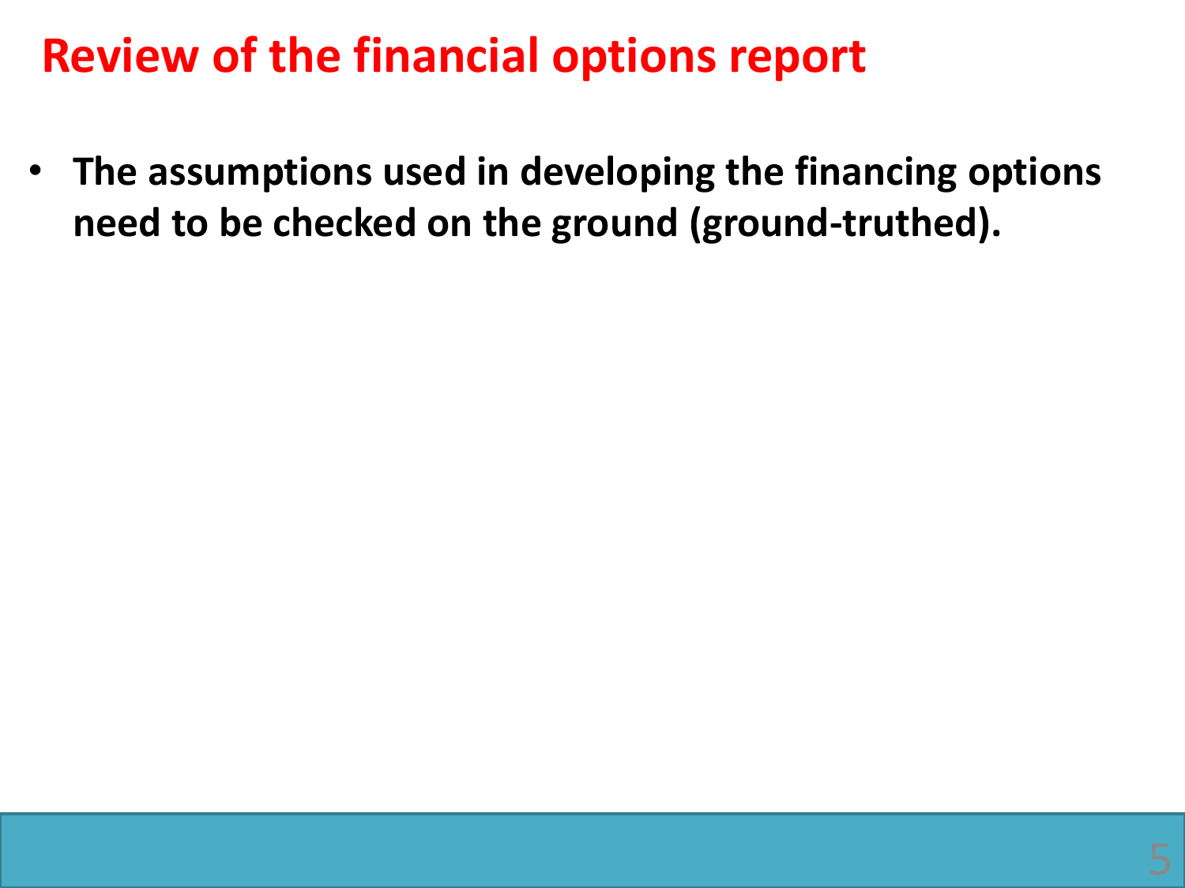# Review of the financial options report

- **The assumptions used in developing the financing options need to be checked on the ground (ground-truthed).**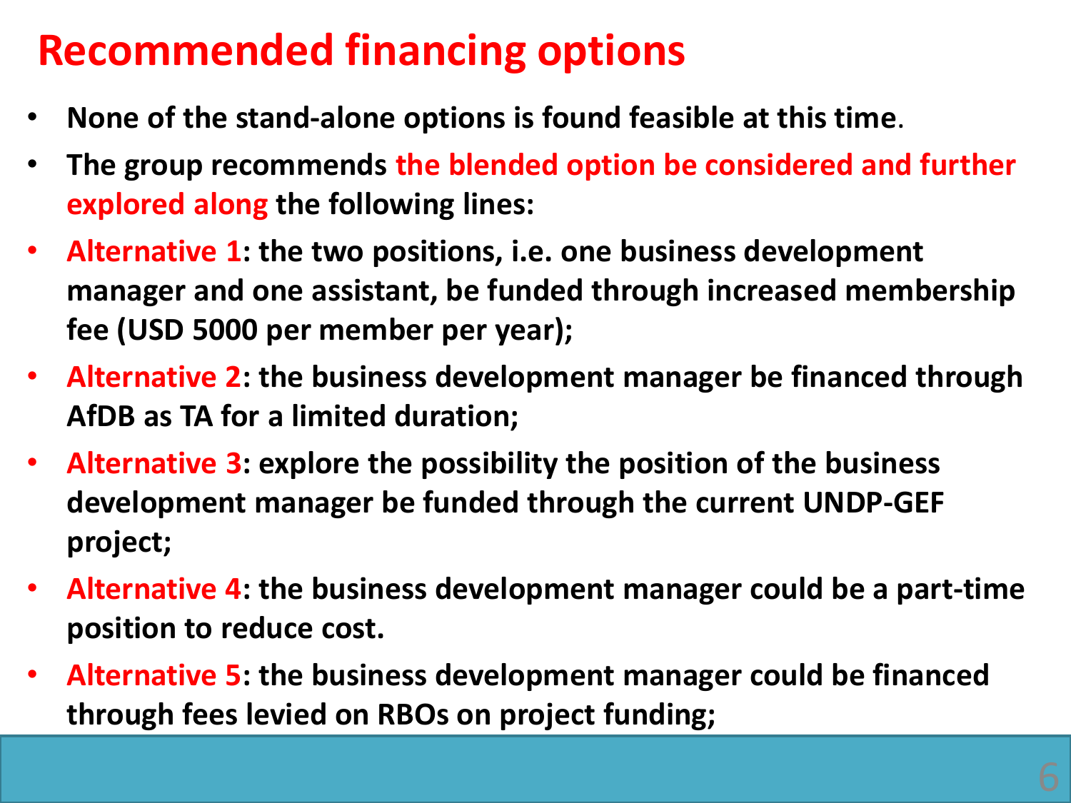# Recommended financing options

- **None of the stand-alone options is found feasible at this time.**
- **The group recommends the blended option be considered and further explored along the following lines:**
- **Alternative 1: the two positions, i.e. one business development manager and one assistant, be funded through increased membership fee (USD 5000 per member per year);**
- **Alternative 2: the business development manager be financed through AfDB as TA for a limited duration;**
- **Alternative 3: explore the possibility the position of the business development manager be funded through the current UNDP-GEF project;**
- **Alternative 4: the business development manager could be a part-time position to reduce cost.**
- **Alternative 5: the business development manager could be financed through fees levied on RBOs on project funding;**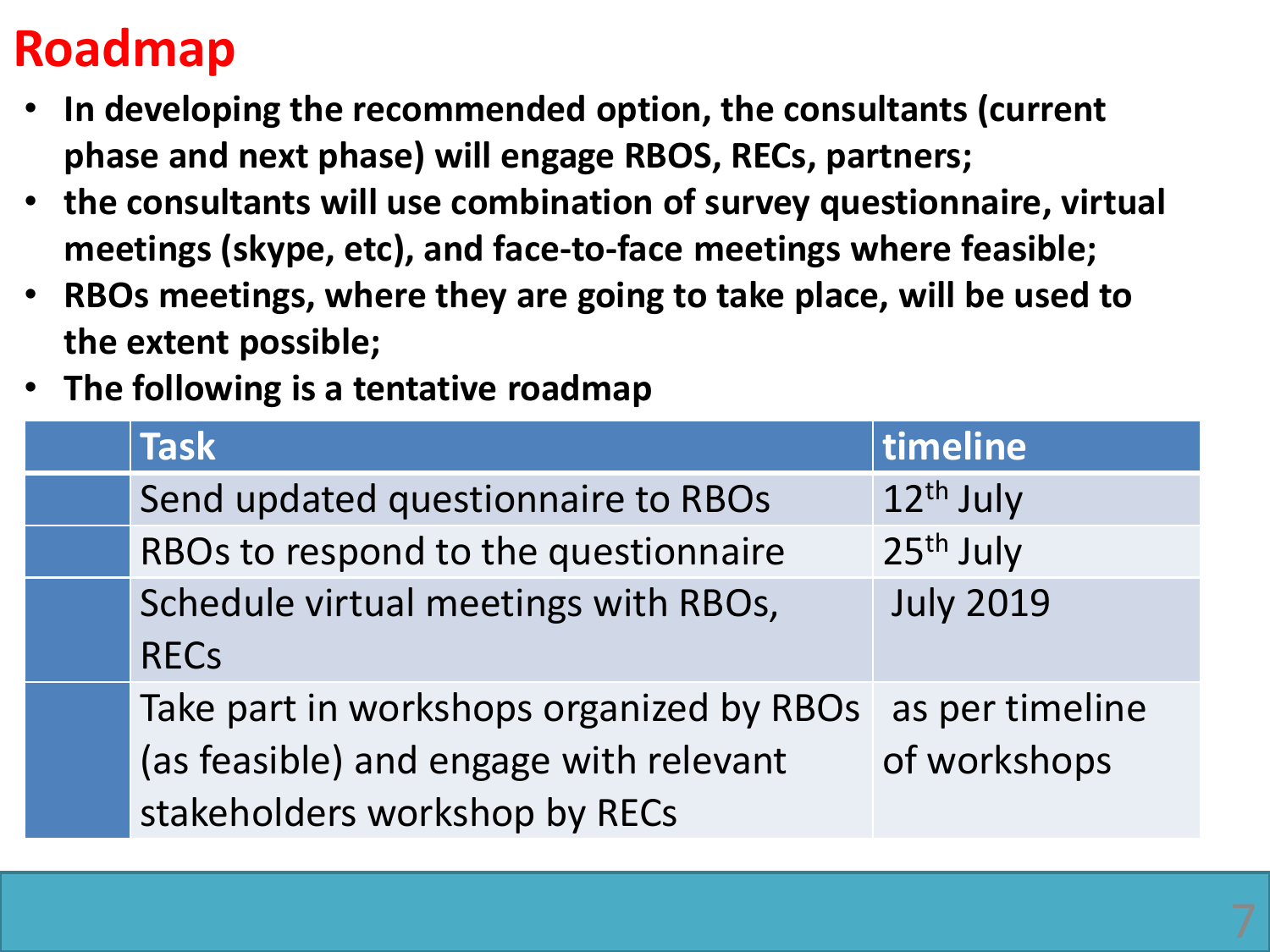# Roadmap

- **In developing the recommended option, the consultants (current phase and next phase) will engage RBOS, RECs, partners;**
- **the consultants will use combination of survey questionnaire, virtual meetings (skype, etc), and face-to-face meetings where feasible;**
- **RBOs meetings, where they are going to take place, will be used to the extent possible;**
- **The following is a tentative roadmap**

| | Task | timeline |
|---|---|---|
| | Send updated questionnaire to RBOs | 12th July |
| | RBOs to respond to the questionnaire | 25th July |
| | Schedule virtual meetings with RBOs, RECs | July 2019 |
| | Take part in workshops organized by RBOs (as feasible) and engage with relevant stakeholders workshop by RECs | as per timeline of workshops |